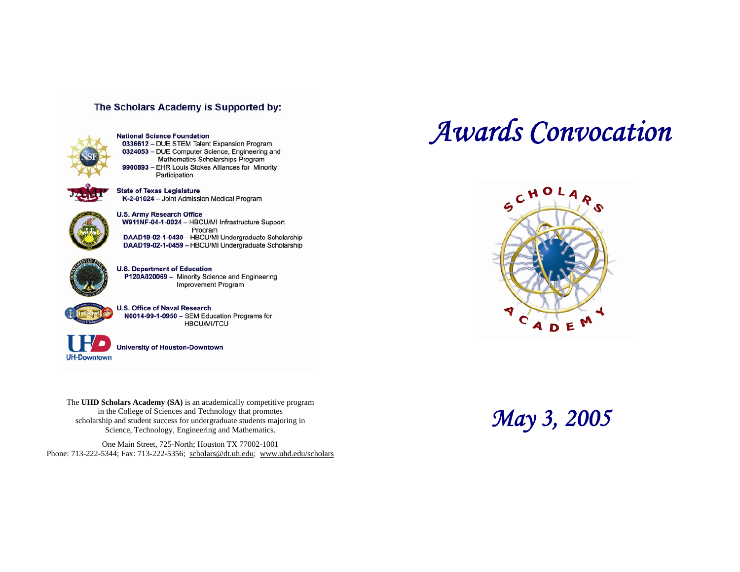## The Scholars Academy is Supported by:

**National Science Foundation**
- **0336612** – DUE STEM Talent Expansion Program
- **0324053** – DUE Computer Science, Engineering and Mathematics Scholarships Program
- **9900893** – EHR Louis Stokes Alliances for Minority Participation

**State of Texas Legislature**
- **K-2-01024** – Joint Admission Medical Program

**U.S. Army Research Office**
- **W911NF-04-1-0024** – HBCU/MI Infrastructure Support Program
- **DAAD19-02-1-0430** – HBCU/MI Undergraduate Scholarship
- **DAAD19-02-1-0459** – HBCU/MI Undergraduate Scholarship

**U.S. Department of Education**
- **P120A020069** – Minority Science and Engineering Improvement Program

**U.S. Office of Naval Research**
- **N0014-99-1-0950** – SEM Education Programs for HBCU/MI/TCU

**University of Houston-Downtown**

The **UHD Scholars Academy (SA)** is an academically competitive program in the College of Sciences and Technology that promotes scholarship and student success for undergraduate students majoring in Science, Technology, Engineering and Mathematics.

One Main Street, 725-North; Houston TX 77002-1001
Phone: 713-222-5344; Fax: 713-222-5356; scholars@dt.uh.edu; www.uhd.edu/scholars

# *Awards Convocation*

SCHOLARS ACADEMY

## *May 3, 2005*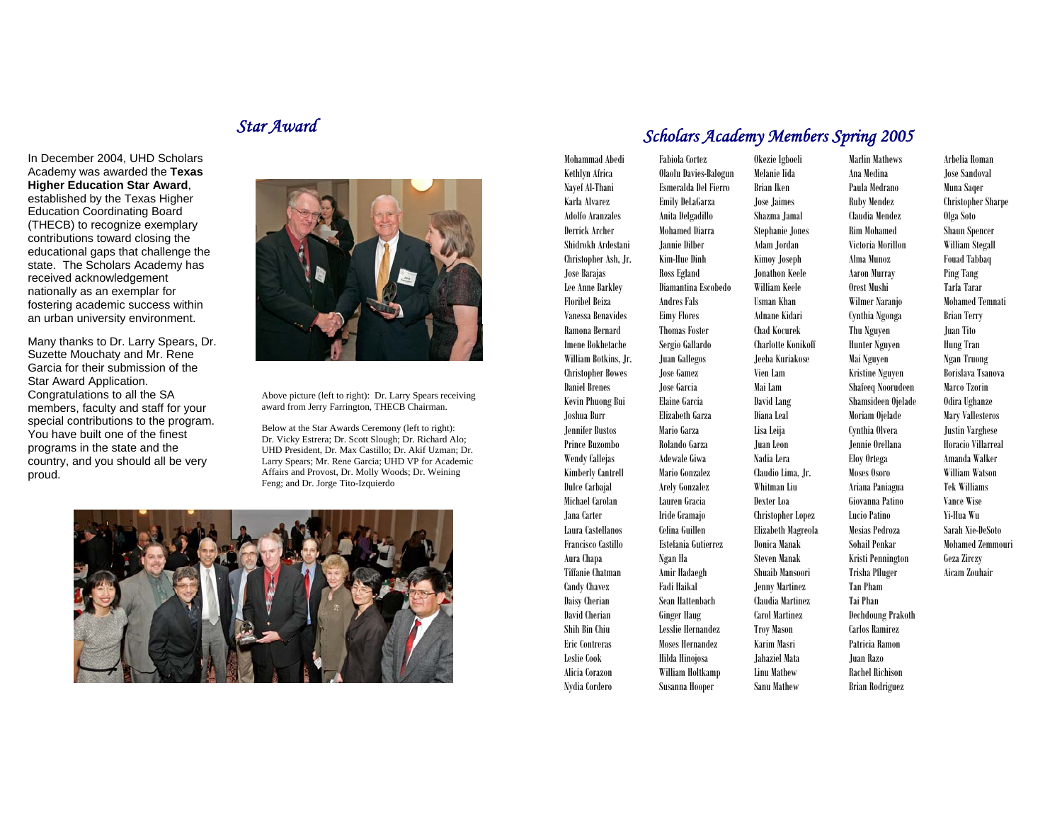## *Star Award*

In December 2004, UHD Scholars Academy was awarded the **Texas Higher Education Star Award**, established by the Texas Higher Education Coordinating Board (THECB) to recognize exemplary contributions toward closing the educational gaps that challenge the state. The Scholars Academy has received acknowledgement nationally as an exemplar for fostering academic success within an urban university environment.

Many thanks to Dr. Larry Spears, Dr. Suzette Mouchaty and Mr. Rene Garcia for their submission of the Star Award Application. Congratulations to all the SA members, faculty and staff for your special contributions to the program. You have built one of the finest programs in the state and the country, and you should all be very proud.

Above picture (left to right): Dr. Larry Spears receiving award from Jerry Farrington, THECB Chairman.

Below at the Star Awards Ceremony (left to right): Dr. Vicky Estrera; Dr. Scott Slough; Dr. Richard Alo; UHD President, Dr. Max Castillo; Dr. Akif Uzman; Dr. Larry Spears; Mr. Rene Garcia; UHD VP for Academic Affairs and Provost, Dr. Molly Woods; Dr. Weining Feng; and Dr. Jorge Tito-Izquierdo

## *Scholars Academy Members Spring 2005*

Mohammad Abedi
Kethlyn Africa
Nayef Al-Thani
Karla Alvarez
Adolfo Aranzales
Derrick Archer
Shidrokh Ardestani
Christopher Ash, Jr.
Jose Barajas
Lee Anne Barkley
Floribel Beiza
Vanessa Benavides
Ramona Bernard
Imene Bokhetache
William Botkins, Jr.
Christopher Bowes
Daniel Brenes
Kevin Phuong Bui
Joshua Burr
Jennifer Bustos
Prince Buzombo
Wendy Callejas
Kimberly Cantrell
Dulce Carbajal
Michael Carolan
Jana Carter
Laura Castellanos
Francisco Castillo
Aura Chapa
Tiffanie Chatman
Candy Chavez
Daisy Cherian
David Cherian
Shih Bin Chiu
Eric Contreras
Leslie Cook
Alicia Corazon
Nydia Cordero
Fabiola Cortez
Olaolu Davies-Balogun
Esmeralda Del Fierro
Emily DeLaGarza
Anita Delgadillo
Mohamed Diarra
Jannie Dilber
Kim-Hue Dinh
Ross Egland
Diamantina Escobedo
Andres Fals
Eimy Flores
Thomas Foster
Sergio Gallardo
Juan Gallegos
Jose Gamez
Jose Garcia
Elaine Garcia
Elizabeth Garza
Mario Garza
Rolando Garza
Adewale Giwa
Mario Gonzalez
Arely Gonzalez
Lauren Gracia
Iride Gramajo
Celina Guillen
Estefania Gutierrez
Ngan Ha
Amir Hadaegh
Fadi Haikal
Sean Hattenbach
Ginger Haug
Lesslie Hernandez
Moses Hernandez
Hilda Hinojosa
William Holtkamp
Susanna Hooper
Okezie Igboeli
Melanie Iida
Brian Iken
Jose Jaimes
Shazma Jamal
Stephanie Jones
Adam Jordan
Kimoy Joseph
Jonathon Keele
William Keele
Usman Khan
Adnane Kidari
Chad Kocurek
Charlotte Konikoff
Jeeba Kuriakose
Vien Lam
Mai Lam
David Lang
Diana Leal
Lisa Leija
Juan Leon
Nadia Lera
Claudio Lima, Jr.
Whitman Liu
Dexter Loa
Christopher Lopez
Elizabeth Magreola
Donica Manak
Steven Manak
Shuaib Mansoori
Jenny Martinez
Claudia Martinez
Carol Martinez
Troy Mason
Karim Masri
Jahaziel Mata
Linu Mathew
Sanu Mathew
Marlin Mathews
Ana Medina
Paula Medrano
Ruby Mendez
Claudia Mendez
Rim Mohamed
Victoria Morillon
Alma Munoz
Aaron Murray
Orest Mushi
Wilmer Naranjo
Cynthia Ngonga
Thu Nguyen
Hunter Nguyen
Mai Nguyen
Kristine Nguyen
Shafeeq Noorudeen
Shamsideen Ojelade
Moriam Ojelade
Cynthia Olvera
Jennie Orellana
Eloy Ortega
Moses Osoro
Ariana Paniagua
Giovanna Patino
Lucio Patino
Mesias Pedroza
Sohail Penkar
Kristi Pennington
Trisha Pfluger
Tan Pham
Tai Phan
Dechdoung Prakoth
Carlos Ramirez
Patricia Ramon
Juan Razo
Rachel Richison
Brian Rodriguez
Arbelia Roman
Jose Sandoval
Muna Saqer
Christopher Sharpe
Olga Soto
Shaun Spencer
William Stegall
Fouad Tabbaq
Ping Tang
Tarfa Tarar
Mohamed Temnati
Brian Terry
Juan Tito
Hung Tran
Ngan Truong
Borislava Tsanova
Marco Tzorin
Odira Ughanze
Mary Vallesteros
Justin Varghese
Horacio Villarreal
Amanda Walker
William Watson
Tek Williams
Vance Wise
Yi-Hua Wu
Sarah Xie-DeSoto
Mohamed Zemmouri
Geza Zirczy
Aicam Zouhair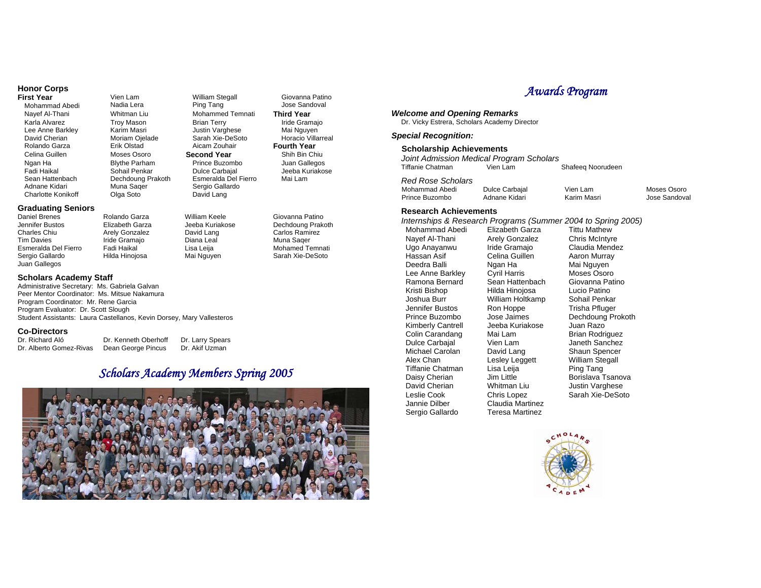## Honor Corps

### First Year

- Mohammad Abedi
- Nayef Al-Thani
- Karla Alvarez
- Lee Anne Barkley
- David Cherian
- Rolando Garza
- Celina Guillen
- Ngan Ha
- Fadi Haikal
- Sean Hattenbach
- Adnane Kidari
- Charlotte Konikoff
- Vien Lam
- Nadia Lera
- Whitman Liu
- Troy Mason
- Karim Masri
- Moriam Ojelade
- Erik Olstad
- Moses Osoro
- Blythe Parham
- Sohail Penkar
- Dechdoung Prakoth
- Muna Saqer
- Olga Soto
- William Stegall
- Ping Tang
- Mohammed Temnati
- Brian Terry
- Justin Varghese
- Sarah Xie-DeSoto
- Aicam Zouhair

### Second Year

- Prince Buzombo
- Dulce Carbajal
- Esmeralda Del Fierro
- Sergio Gallardo
- David Lang
- Giovanna Patino
- Jose Sandoval

### Third Year

- Iride Gramajo
- Mai Nguyen
- Horacio Villarreal

### Fourth Year

- Shih Bin Chiu
- Juan Gallegos
- Jeeba Kuriakose
- Mai Lam

## Graduating Seniors

- Daniel Brenes
- Jennifer Bustos
- Charles Chiu
- Tim Davies
- Esmeralda Del Fierro
- Sergio Gallardo
- Juan Gallegos
- Rolando Garza
- Elizabeth Garza
- Arely Gonzalez
- Iride Gramajo
- Fadi Haikal
- Hilda Hinojosa
- William Keele
- Jeeba Kuriakose
- David Lang
- Diana Leal
- Lisa Leija
- Mai Nguyen
- Giovanna Patino
- Dechdoung Prakoth
- Carlos Ramirez
- Muna Saqer
- Mohamed Temnati
- Sarah Xie-DeSoto

## Scholars Academy Staff

Administrative Secretary: Ms. Gabriela Galvan
Peer Mentor Coordinator: Ms. Mitsue Nakamura
Program Coordinator: Mr. Rene Garcia
Program Evaluator: Dr. Scott Slough
Student Assistants: Laura Castellanos, Kevin Dorsey, Mary Vallesteros

## Co-Directors

- Dr. Richard Aló
- Dr. Alberto Gomez-Rivas
- Dr. Kenneth Oberhoff
- Dean George Pincus
- Dr. Larry Spears
- Dr. Akif Uzman

*Scholars Academy Members Spring 2005*

# *Awards Program*

***Welcome and Opening Remarks***

Dr. Vicky Estrera, Scholars Academy Director

***Special Recognition:***

### Scholarship Achievements

*Joint Admission Medical Program Scholars*

- Tiffanie Chatman
- Vien Lam
- Shafeeq Noorudeen

*Red Rose Scholars*

- Mohammad Abedi
- Prince Buzombo
- Dulce Carbajal
- Adnane Kidari
- Vien Lam
- Karim Masri
- Moses Osoro
- Jose Sandoval

### Research Achievements

*Internships & Research Programs (Summer 2004 to Spring 2005)*

- Mohammad Abedi
- Nayef Al-Thani
- Ugo Anayanwu
- Hassan Asif
- Deedra Balli
- Lee Anne Barkley
- Ramona Bernard
- Kristi Bishop
- Joshua Burr
- Jennifer Bustos
- Prince Buzombo
- Kimberly Cantrell
- Colin Carandang
- Dulce Carbajal
- Michael Carolan
- Alex Chan
- Tiffanie Chatman
- Daisy Cherian
- David Cherian
- Leslie Cook
- Jannie Dilber
- Sergio Gallardo
- Elizabeth Garza
- Arely Gonzalez
- Iride Gramajo
- Celina Guillen
- Ngan Ha
- Cyril Harris
- Sean Hattenbach
- Hilda Hinojosa
- William Holtkamp
- Ron Hoppe
- Jose Jaimes
- Jeeba Kuriakose
- Mai Lam
- Vien Lam
- David Lang
- Lesley Leggett
- Lisa Leija
- Jim Little
- Whitman Liu
- Chris Lopez
- Claudia Martinez
- Teresa Martinez
- Tittu Mathew
- Chris McIntyre
- Claudia Mendez
- Aaron Murray
- Mai Nguyen
- Moses Osoro
- Giovanna Patino
- Lucio Patino
- Sohail Penkar
- Trisha Pfluger
- Dechdoung Prokoth
- Juan Razo
- Brian Rodriguez
- Janeth Sanchez
- Shaun Spencer
- William Stegall
- Ping Tang
- Borislava Tsanova
- Justin Varghese
- Sarah Xie-DeSoto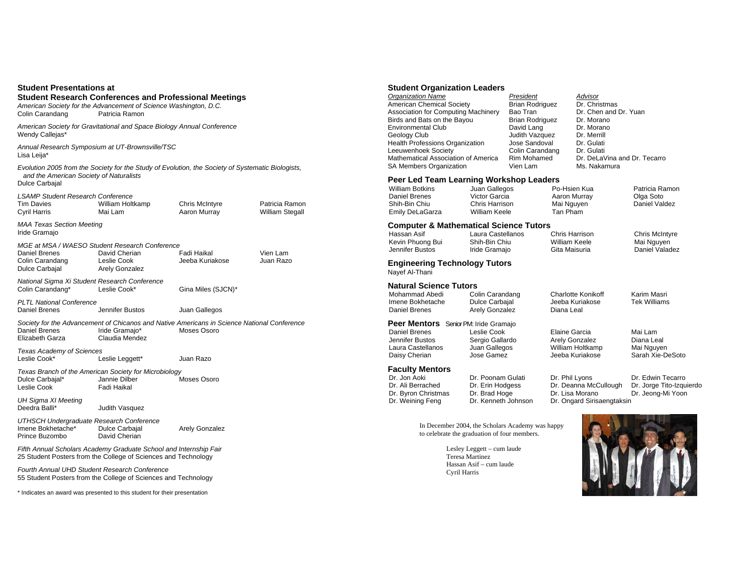## Student Presentations at Student Research Conferences and Professional Meetings

*American Society for the Advancement of Science Washington, D.C.*

| | |
|---|---|
| Colin Carandang | Patricia Ramon |

*American Society for Gravitational and Space Biology Annual Conference*

Wendy Callejas*

*Annual Research Symposium at UT-Brownsville/TSC*

Lisa Leija*

*Evolution 2005 from the Society for the Study of Evolution, the Society of Systematic Biologists, and the American Society of Naturalists*

Dulce Carbajal

*LSAMP Student Research Conference*

| | | | |
|---|---|---|---|
| Tim Davies | William Holtkamp | Chris McIntyre | Patricia Ramon |
| Cyril Harris | Mai Lam | Aaron Murray | William Stegall |

*MAA Texas Section Meeting*

Iride Gramajo

*MGE at MSA / WAESO Student Research Conference*

| | | | |
|---|---|---|---|
| Daniel Brenes | David Cherian | Fadi Haikal | Vien Lam |
| Colin Carandang | Leslie Cook | Jeeba Kuriakose | Juan Razo |
| Dulce Carbajal | Arely Gonzalez | | |

*National Sigma Xi Student Research Conference*

| | | |
|---|---|---|
| Colin Carandang* | Leslie Cook* | Gina Miles (SJCN)* |

*PLTL National Conference*

| | | |
|---|---|---|
| Daniel Brenes | Jennifer Bustos | Juan Gallegos |

*Society for the Advancement of Chicanos and Native Americans in Science National Conference*

| | | |
|---|---|---|
| Daniel Brenes | Iride Gramajo* | Moses Osoro |
| Elizabeth Garza | Claudia Mendez | |

*Texas Academy of Sciences*

| | | |
|---|---|---|
| Leslie Cook* | Leslie Leggett* | Juan Razo |

*Texas Branch of the American Society for Microbiology*

| | | |
|---|---|---|
| Dulce Carbajal* | Jannie Dilber | Moses Osoro |
| Leslie Cook | Fadi Haikal | |

*UH Sigma XI Meeting*

| | |
|---|---|
| Deedra Balli* | Judith Vasquez |

*UTHSCH Undergraduate Research Conference*

| | | |
|---|---|---|
| Imene Bokhetache* | Dulce Carbajal | Arely Gonzalez |
| Prince Buzombo | David Cherian | |

*Fifth Annual Scholars Academy Graduate School and Internship Fair*

25 Student Posters from the College of Sciences and Technology

*Fourth Annual UHD Student Research Conference*

55 Student Posters from the College of Sciences and Technology

\* Indicates an award was presented to this student for their presentation

## Student Organization Leaders

| *Organization Name* | *President* | *Advisor* |
|---|---|---|
| American Chemical Society | Brian Rodriguez | Dr. Christmas |
| Association for Computing Machinery | Bao Tran | Dr. Chen and Dr. Yuan |
| Birds and Bats on the Bayou | Brian Rodriguez | Dr. Morano |
| Environmental Club | David Lang | Dr. Morano |
| Geology Club | Judith Vazquez | Dr. Merrill |
| Health Professions Organization | Jose Sandoval | Dr. Gulati |
| Leeuwenhoek Society | Colin Carandang | Dr. Gulati |
| Mathematical Association of America | Rim Mohamed | Dr. DeLaVina and Dr. Tecarro |
| SA Members Organization | Vien Lam | Ms. Nakamura |

## Peer Led Team Learning Workshop Leaders

| | | | |
|---|---|---|---|
| William Botkins | Juan Gallegos | Po-Hsien Kua | Patricia Ramon |
| Daniel Brenes | Victor Garcia | Aaron Murray | Olga Soto |
| Shih-Bin Chiu | Chris Harrison | Mai Nguyen | Daniel Valdez |
| Emily DeLaGarza | William Keele | Tan Pham | |

## Computer & Mathematical Science Tutors

| | | | |
|---|---|---|---|
| Hassan Asif | Laura Castellanos | Chris Harrison | Chris McIntyre |
| Kevin Phuong Bui | Shih-Bin Chiu | William Keele | Mai Nguyen |
| Jennifer Bustos | Iride Gramajo | Gita Maisuria | Daniel Valadez |

## Engineering Technology Tutors

Nayef Al-Thani

## Natural Science Tutors

| | | | |
|---|---|---|---|
| Mohammad Abedi | Colin Carandang | Charlotte Konikoff | Karim Masri |
| Imene Bokhetache | Dulce Carbajal | Jeeba Kuriakose | Tek Williams |
| Daniel Brenes | Arely Gonzalez | Diana Leal | |

## Peer Mentors

Senior PM: Iride Gramajo

| | | | |
|---|---|---|---|
| Daniel Brenes | Leslie Cook | Elaine Garcia | Mai Lam |
| Jennifer Bustos | Sergio Gallardo | Arely Gonzalez | Diana Leal |
| Laura Castellanos | Juan Gallegos | William Holtkamp | Mai Nguyen |
| Daisy Cherian | Jose Gamez | Jeeba Kuriakose | Sarah Xie-DeSoto |

## Faculty Mentors

| | | | |
|---|---|---|---|
| Dr. Jon Aoki | Dr. Poonam Gulati | Dr. Phil Lyons | Dr. Edwin Tecarro |
| Dr. Ali Berrached | Dr. Erin Hodgess | Dr. Deanna McCullough | Dr. Jorge Tito-Izquierdo |
| Dr. Byron Christmas | Dr. Brad Hoge | Dr. Lisa Morano | Dr. Jeong-Mi Yoon |
| Dr. Weining Feng | Dr. Kenneth Johnson | Dr. Ongard Sirisaengtaksin | |

In December 2004, the Scholars Academy was happy to celebrate the graduation of four members.

Lesley Leggett – cum laude
Teresa Martinez
Hassan Asif – cum laude
Cyril Harris